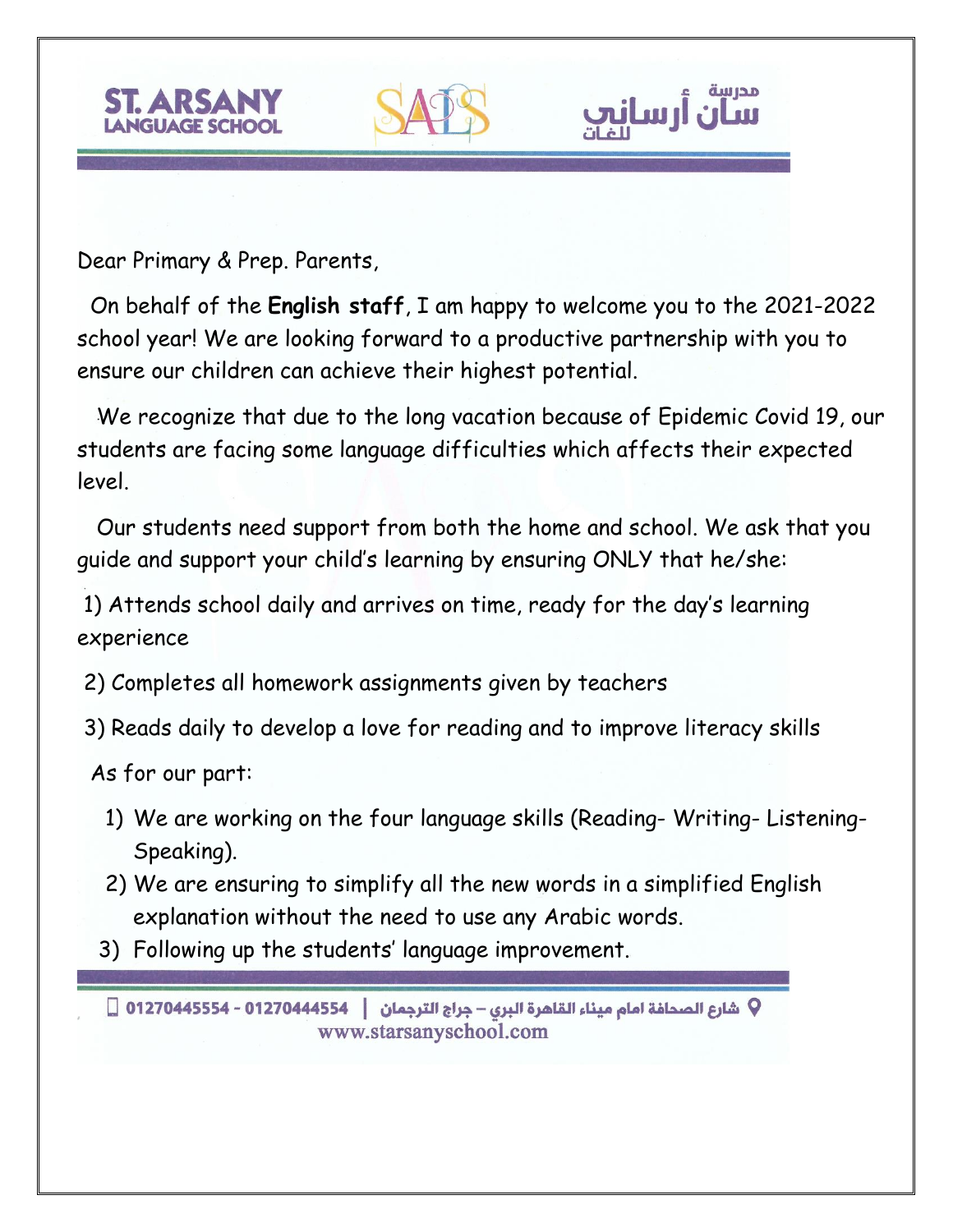ST. ARSANY LANGUAGE SCHOOL

مدرسة سان أرساني للغات

Dear Primary & Prep. Parents,

On behalf of the **English staff**, I am happy to welcome you to the 2021-2022 school year! We are looking forward to a productive partnership with you to ensure our children can achieve their highest potential.

We recognize that due to the long vacation because of Epidemic Covid 19, our students are facing some language difficulties which affects their expected level.

Our students need support from both the home and school. We ask that you guide and support your child's learning by ensuring ONLY that he/she:

1) Attends school daily and arrives on time, ready for the day's learning experience
2) Completes all homework assignments given by teachers
3) Reads daily to develop a love for reading and to improve literacy skills

As for our part:

1) We are working on the four language skills (Reading- Writing- Listening- Speaking).
2) We are ensuring to simplify all the new words in a simplified English explanation without the need to use any Arabic words.
3) Following up the students' language improvement.

شارع الصحافة امام ميناء القاهرة البري – جراج الترجمان | 01270445554 - 01270444554

www.starsanyschool.com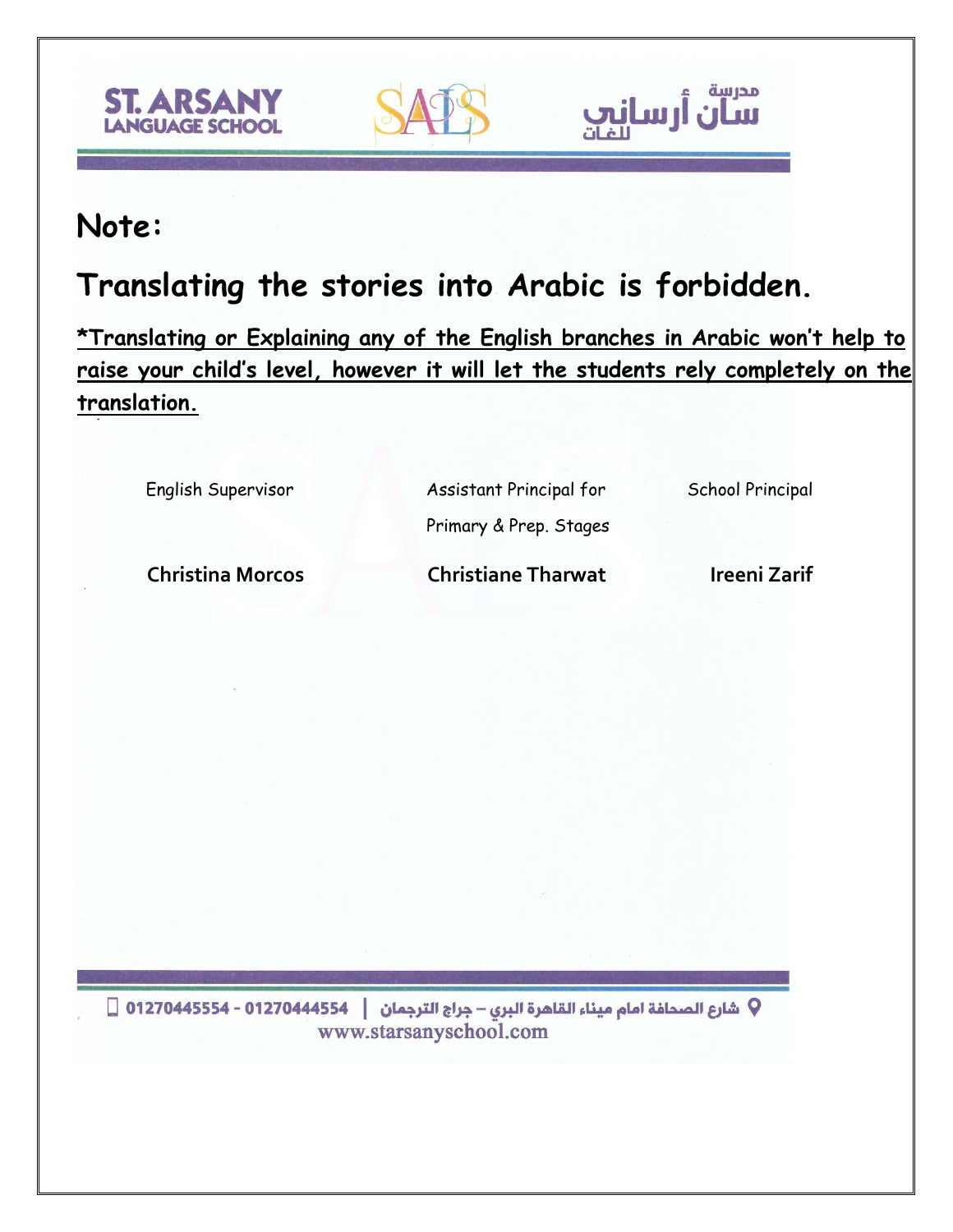**Note:**

**Translating the stories into Arabic is forbidden.**

***Translating or Explaining any of the English branches in Arabic won't help to raise your child's level, however it will let the students rely completely on the translation.**

| English Supervisor | Assistant Principal for Primary & Prep. Stages | School Principal |
|---|---|---|
| **Christina Morcos** | **Christiane Tharwat** | **Ireeni Zarif** |